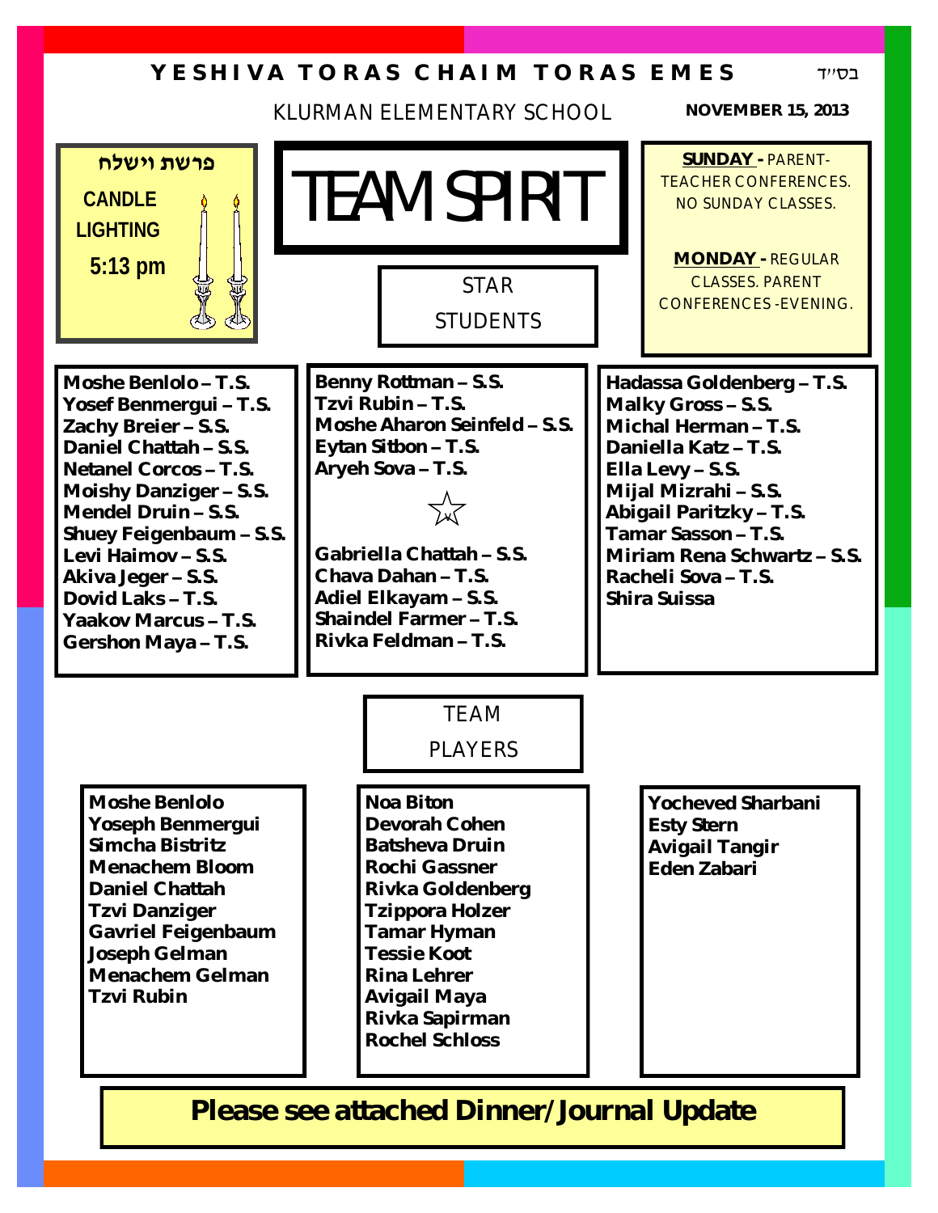# YESHIVA TORAS CHAIM TORAS EMES

בס״ד

KLURMAN ELEMENTARY SCHOOL

**NOVEMBER 15, 2013**

**פרשת וישלח**

**CANDLE LIGHTING 5:13 pm**

# TEAM SPIRIT

**SUNDAY -** PARENT-TEACHER CONFERENCES. NO SUNDAY CLASSES.

**MONDAY -** REGULAR CLASSES. PARENT CONFERENCES-EVENING.

## STAR STUDENTS

**Moshe Benlolo – T.S.**
**Yosef Benmergui – T.S.**
**Zachy Breier – S.S.**
**Daniel Chattah – S.S.**
**Netanel Corcos – T.S.**
**Moishy Danziger – S.S.**
**Mendel Druin – S.S.**
**Shuey Feigenbaum – S.S.**
**Levi Haimov – S.S.**
**Akiva Jeger – S.S.**
**Dovid Laks – T.S.**
**Yaakov Marcus – T.S.**
**Gershon Maya – T.S.**

**Benny Rottman – S.S.**
**Tzvi Rubin – T.S.**
**Moshe Aharon Seinfeld – S.S.**
**Eytan Sitbon – T.S.**
**Aryeh Sova – T.S.**

☆

**Gabriella Chattah – S.S.**
**Chava Dahan – T.S.**
**Adiel Elkayam – S.S.**
**Shaindel Farmer – T.S.**
**Rivka Feldman – T.S.**

**Hadassa Goldenberg – T.S.**
**Malky Gross – S.S.**
**Michal Herman – T.S.**
**Daniella Katz – T.S.**
**Ella Levy – S.S.**
**Mijal Mizrahi – S.S.**
**Abigail Paritzky – T.S.**
**Tamar Sasson – T.S.**
**Miriam Rena Schwartz – S.S.**
**Racheli Sova – T.S.**
**Shira Suissa**

## TEAM PLAYERS

**Moshe Benlolo**
**Yoseph Benmergui**
**Simcha Bistritz**
**Menachem Bloom**
**Daniel Chattah**
**Tzvi Danziger**
**Gavriel Feigenbaum**
**Joseph Gelman**
**Menachem Gelman**
**Tzvi Rubin**

**Noa Biton**
**Devorah Cohen**
**Batsheva Druin**
**Rochi Gassner**
**Rivka Goldenberg**
**Tzippora Holzer**
**Tamar Hyman**
**Tessie Koot**
**Rina Lehrer**
**Avigail Maya**
**Rivka Sapirman**
**Rochel Schloss**

**Yocheved Sharbani**
**Esty Stern**
**Avigail Tangir**
**Eden Zabari**

**Please see attached Dinner/Journal Update**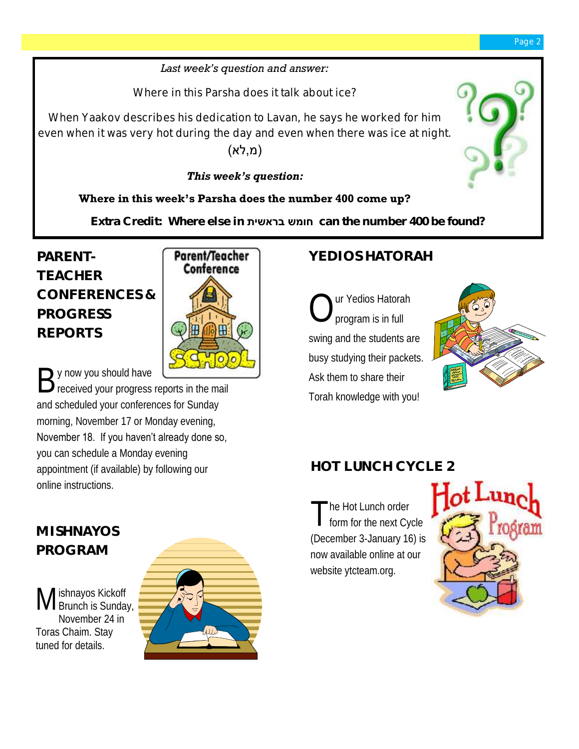*Last week's question and answer:*

Where in this Parsha does it talk about ice?

When Yaakov describes his dedication to Lavan, he says he worked for him even when it was very hot during the day and even when there was ice at night. (מ,לא)

***This week's question:***

**Where in this week's Parsha does the number 400 come up?**

**Extra Credit: Where else in חומש בראשית can the number 400 be found?**

## PARENT-TEACHER CONFERENCES & PROGRESS REPORTS

By now you should have received your progress reports in the mail and scheduled your conferences for Sunday morning, November 17 or Monday evening, November 18. If you haven't already done so, you can schedule a Monday evening appointment (if available) by following our online instructions.

## MISHNAYOS PROGRAM

Mishnayos Kickoff Brunch is Sunday, November 24 in Toras Chaim. Stay tuned for details.

## YEDIOS HATORAH

Our Yedios Hatorah program is in full swing and the students are busy studying their packets. Ask them to share their Torah knowledge with you!

## HOT LUNCH CYCLE 2

The Hot Lunch order form for the next Cycle (December 3-January 16) is now available online at our website ytcteam.org.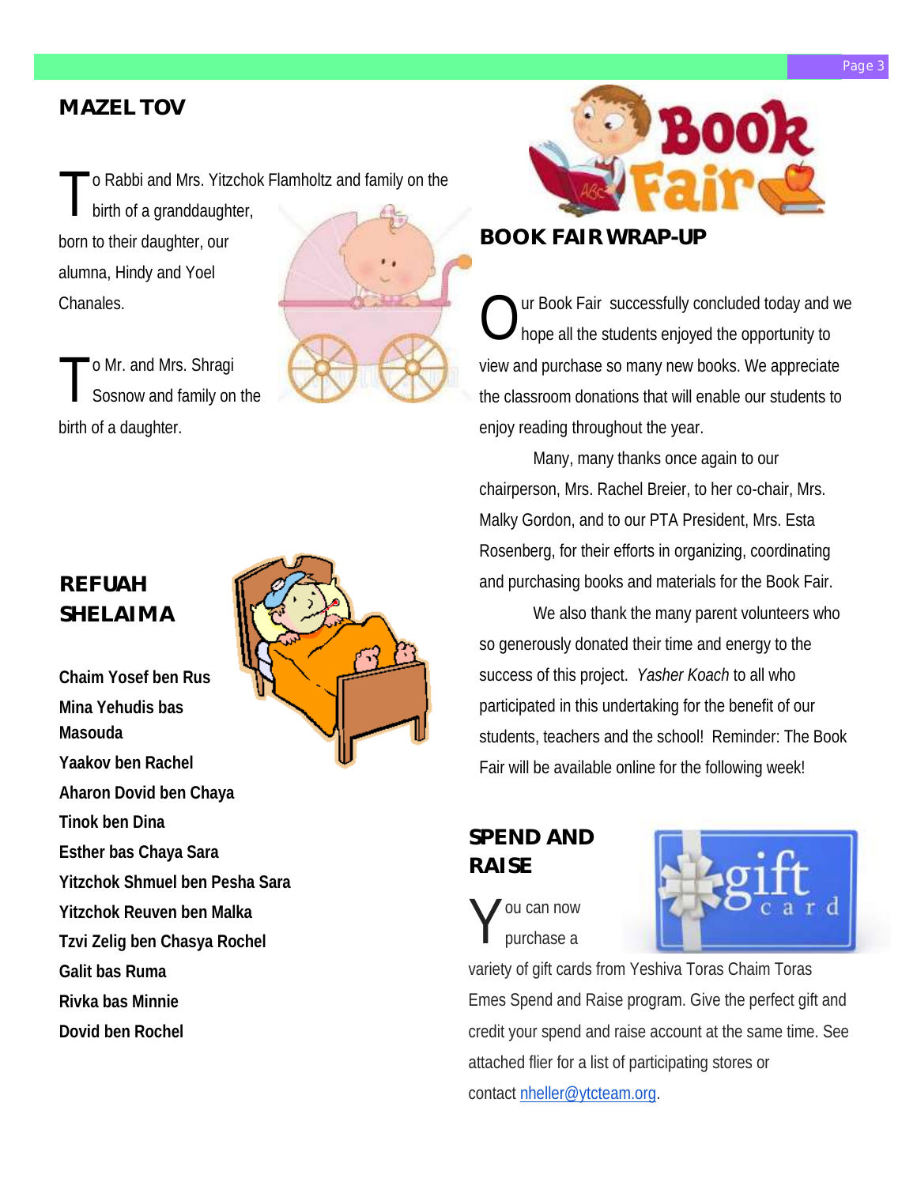## MAZEL TOV

To Rabbi and Mrs. Yitzchok Flamholtz and family on the birth of a granddaughter, born to their daughter, our alumna, Hindy and Yoel Chanales.

To Mr. and Mrs. Shragi Sosnow and family on the birth of a daughter.

## REFUAH SHELAIMA

**Chaim Yosef ben Rus**
**Mina Yehudis bas Masouda**
**Yaakov ben Rachel**
**Aharon Dovid ben Chaya**
**Tinok ben Dina**
**Esther bas Chaya Sara**
**Yitzchok Shmuel ben Pesha Sara**
**Yitzchok Reuven ben Malka**
**Tzvi Zelig ben Chasya Rochel**
**Galit bas Ruma**
**Rivka bas Minnie**
**Dovid ben Rochel**

## BOOK FAIR WRAP-UP

Our Book Fair successfully concluded today and we hope all the students enjoyed the opportunity to view and purchase so many new books. We appreciate the classroom donations that will enable our students to enjoy reading throughout the year.

Many, many thanks once again to our chairperson, Mrs. Rachel Breier, to her co-chair, Mrs. Malky Gordon, and to our PTA President, Mrs. Esta Rosenberg, for their efforts in organizing, coordinating and purchasing books and materials for the Book Fair.

We also thank the many parent volunteers who so generously donated their time and energy to the success of this project. *Yasher Koach* to all who participated in this undertaking for the benefit of our students, teachers and the school! Reminder: The Book Fair will be available online for the following week!

## SPEND AND RAISE

You can now purchase a variety of gift cards from Yeshiva Toras Chaim Toras Emes Spend and Raise program. Give the perfect gift and credit your spend and raise account at the same time. See attached flier for a list of participating stores or contact nheller@ytcteam.org.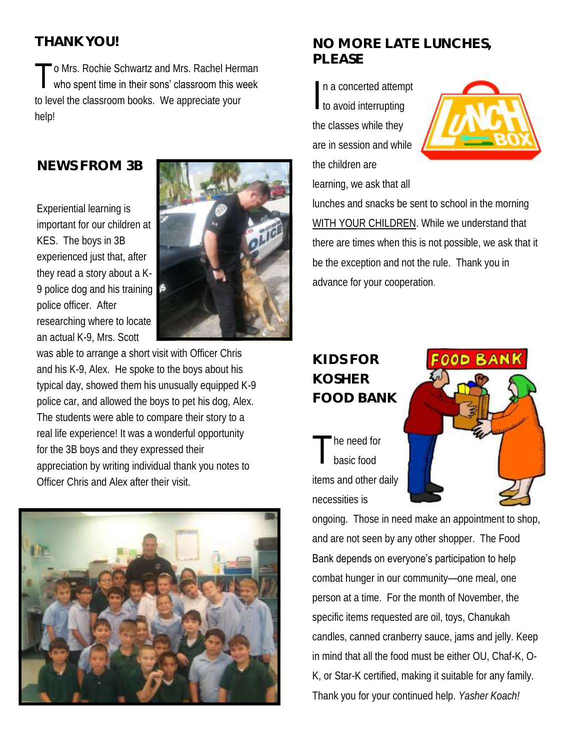## THANK YOU!

To Mrs. Rochie Schwartz and Mrs. Rachel Herman who spent time in their sons' classroom this week to level the classroom books. We appreciate your help!

## NEWS FROM 3B

Experiential learning is important for our children at KES. The boys in 3B experienced just that, after they read a story about a K-9 police dog and his training police officer. After researching where to locate an actual K-9, Mrs. Scott was able to arrange a short visit with Officer Chris and his K-9, Alex. He spoke to the boys about his typical day, showed them his unusually equipped K-9 police car, and allowed the boys to pet his dog, Alex. The students were able to compare their story to a real life experience! It was a wonderful opportunity for the 3B boys and they expressed their appreciation by writing individual thank you notes to Officer Chris and Alex after their visit.

## NO MORE LATE LUNCHES, PLEASE

In a concerted attempt to avoid interrupting the classes while they are in session and while the children are learning, we ask that all lunches and snacks be sent to school in the morning WITH YOUR CHILDREN. While we understand that there are times when this is not possible, we ask that it be the exception and not the rule. Thank you in advance for your cooperation.

## KIDS FOR KOSHER FOOD BANK

The need for basic food items and other daily necessities is ongoing. Those in need make an appointment to shop, and are not seen by any other shopper. The Food Bank depends on everyone's participation to help combat hunger in our community—one meal, one person at a time. For the month of November, the specific items requested are oil, toys, Chanukah candles, canned cranberry sauce, jams and jelly. Keep in mind that all the food must be either OU, Chaf-K, O-K, or Star-K certified, making it suitable for any family. Thank you for your continued help. *Yasher Koach!*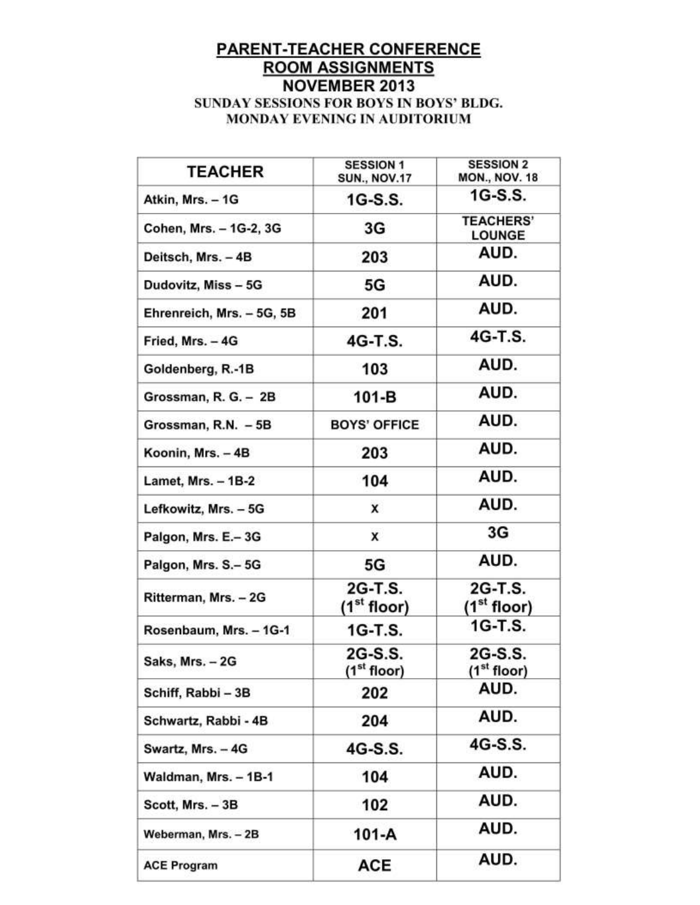# PARENT-TEACHER CONFERENCE ROOM ASSIGNMENTS NOVEMBER 2013

**SUNDAY SESSIONS FOR BOYS IN BOYS' BLDG.**
**MONDAY EVENING IN AUDITORIUM**

| TEACHER | SESSION 1 SUN., NOV.17 | SESSION 2 MON., NOV. 18 |
|---|---|---|
| Atkin, Mrs. – 1G | 1G-S.S. | 1G-S.S. |
| Cohen, Mrs. – 1G-2, 3G | 3G | TEACHERS' LOUNGE |
| Deitsch, Mrs. – 4B | 203 | AUD. |
| Dudovitz, Miss – 5G | 5G | AUD. |
| Ehrenreich, Mrs. – 5G, 5B | 201 | AUD. |
| Fried, Mrs. – 4G | 4G-T.S. | 4G-T.S. |
| Goldenberg, R.-1B | 103 | AUD. |
| Grossman, R. G. – 2B | 101-B | AUD. |
| Grossman, R.N. – 5B | BOYS' OFFICE | AUD. |
| Koonin, Mrs. – 4B | 203 | AUD. |
| Lamet, Mrs. – 1B-2 | 104 | AUD. |
| Lefkowitz, Mrs. – 5G | x | AUD. |
| Palgon, Mrs. E.– 3G | x | 3G |
| Palgon, Mrs. S.– 5G | 5G | AUD. |
| Ritterman, Mrs. – 2G | 2G-T.S. (1st floor) | 2G-T.S. (1st floor) |
| Rosenbaum, Mrs. – 1G-1 | 1G-T.S. | 1G-T.S. |
| Saks, Mrs. – 2G | 2G-S.S. (1st floor) | 2G-S.S. (1st floor) |
| Schiff, Rabbi – 3B | 202 | AUD. |
| Schwartz, Rabbi - 4B | 204 | AUD. |
| Swartz, Mrs. – 4G | 4G-S.S. | 4G-S.S. |
| Waldman, Mrs. – 1B-1 | 104 | AUD. |
| Scott, Mrs. – 3B | 102 | AUD. |
| Weberman, Mrs. – 2B | 101-A | AUD. |
| ACE Program | ACE | AUD. |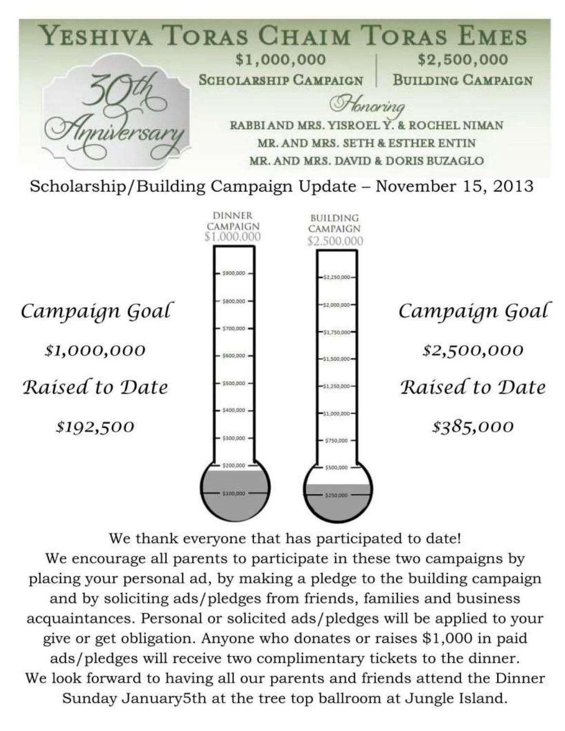# YESHIVA TORAS CHAIM TORAS EMES

30th Anniversary

**$1,000,000 SCHOLARSHIP CAMPAIGN** | **$2,500,000 BUILDING CAMPAIGN**

*Honoring*

RABBI AND MRS. YISROEL Y. & ROCHEL NIMAN
MR. AND MRS. SETH & ESTHER ENTIN
MR. AND MRS. DAVID & DORIS BUZAGLO

## Scholarship/Building Campaign Update – November 15, 2013

DINNER CAMPAIGN $1,000,000

$900,000
$800,000
$700,000
$600,000
$500,000
$400,000
$300,000
$200,000
$100,000

BUILDING CAMPAIGN $2,500,000

$2,250,000
$2,000,000
$1,750,000
$1,500,000
$1,250,000
$1,000,000
$750,000
$500,000
$250,000

*Campaign Goal*

*$1,000,000*

*Raised to Date*

*$192,500*

*Campaign Goal*

*$2,500,000*

*Raised to Date*

*$385,000*

We thank everyone that has participated to date!
We encourage all parents to participate in these two campaigns by placing your personal ad, by making a pledge to the building campaign and by soliciting ads/pledges from friends, families and business acquaintances. Personal or solicited ads/pledges will be applied to your give or get obligation. Anyone who donates or raises $1,000 in paid ads/pledges will receive two complimentary tickets to the dinner.
We look forward to having all our parents and friends attend the Dinner Sunday January5th at the tree top ballroom at Jungle Island.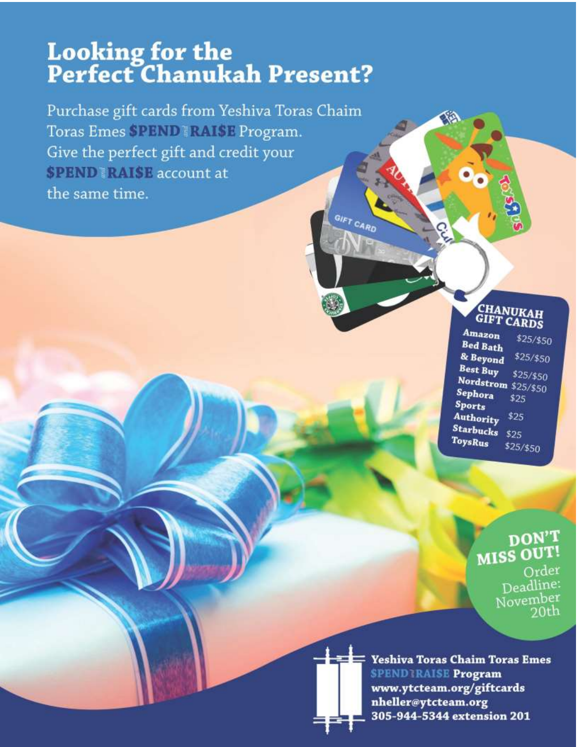# Looking for the Perfect Chanukah Present?

Purchase gift cards from Yeshiva Toras Chaim Toras Emes **$PEND and RAI$E** Program. Give the perfect gift and credit your **$PEND and RAI$E** account at the same time.

## CHANUKAH GIFT CARDS

| | |
|---|---|
| Amazon | $25/$50 |
| Bed Bath & Beyond | $25/$50 |
| Best Buy | $25/$50 |
| Nordstrom | $25/$50 |
| Sephora | $25 |
| Sports Authority | $25 |
| Starbucks | $25 |
| ToysRus | $25/$50 |

**DON'T MISS OUT!**
Order Deadline: November 20th

**Yeshiva Toras Chaim Toras Emes**
**$PEND and RAI$E Program**
**www.ytcteam.org/giftcards**
**nheller@ytcteam.org**
**305-944-5344 extension 201**